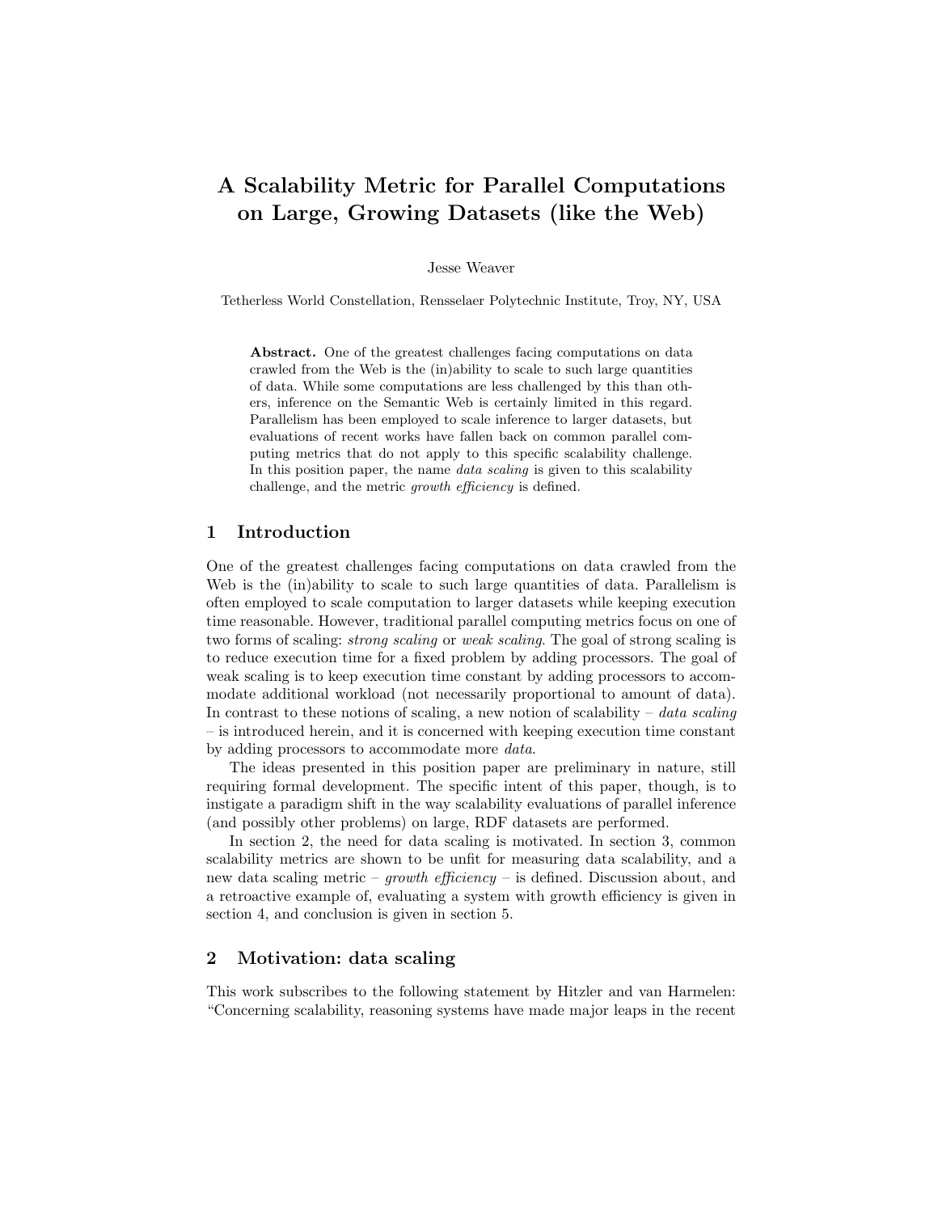# A Scalability Metric for Parallel Computations on Large, Growing Datasets (like the Web)

Jesse Weaver

Tetherless World Constellation, Rensselaer Polytechnic Institute, Troy, NY, USA

**Abstract.** One of the greatest challenges facing computations on data crawled from the Web is the (in)ability to scale to such large quantities of data. While some computations are less challenged by this than others, inference on the Semantic Web is certainly limited in this regard. Parallelism has been employed to scale inference to larger datasets, but evaluations of recent works have fallen back on common parallel computing metrics that do not apply to this specific scalability challenge. In this position paper, the name *data scaling* is given to this scalability challenge, and the metric *growth efficiency* is defined.

## 1 Introduction

One of the greatest challenges facing computations on data crawled from the Web is the (in)ability to scale to such large quantities of data. Parallelism is often employed to scale computation to larger datasets while keeping execution time reasonable. However, traditional parallel computing metrics focus on one of two forms of scaling: *strong scaling* or *weak scaling*. The goal of strong scaling is to reduce execution time for a fixed problem by adding processors. The goal of weak scaling is to keep execution time constant by adding processors to accommodate additional workload (not necessarily proportional to amount of data). In contrast to these notions of scaling, a new notion of scalability – *data scaling* – is introduced herein, and it is concerned with keeping execution time constant by adding processors to accommodate more *data*.

The ideas presented in this position paper are preliminary in nature, still requiring formal development. The specific intent of this paper, though, is to instigate a paradigm shift in the way scalability evaluations of parallel inference (and possibly other problems) on large, RDF datasets are performed.

In section 2, the need for data scaling is motivated. In section 3, common scalability metrics are shown to be unfit for measuring data scalability, and a new data scaling metric – *growth efficiency* – is defined. Discussion about, and a retroactive example of, evaluating a system with growth efficiency is given in section 4, and conclusion is given in section 5.

## 2 Motivation: data scaling

This work subscribes to the following statement by Hitzler and van Harmelen: "Concerning scalability, reasoning systems have made major leaps in the recent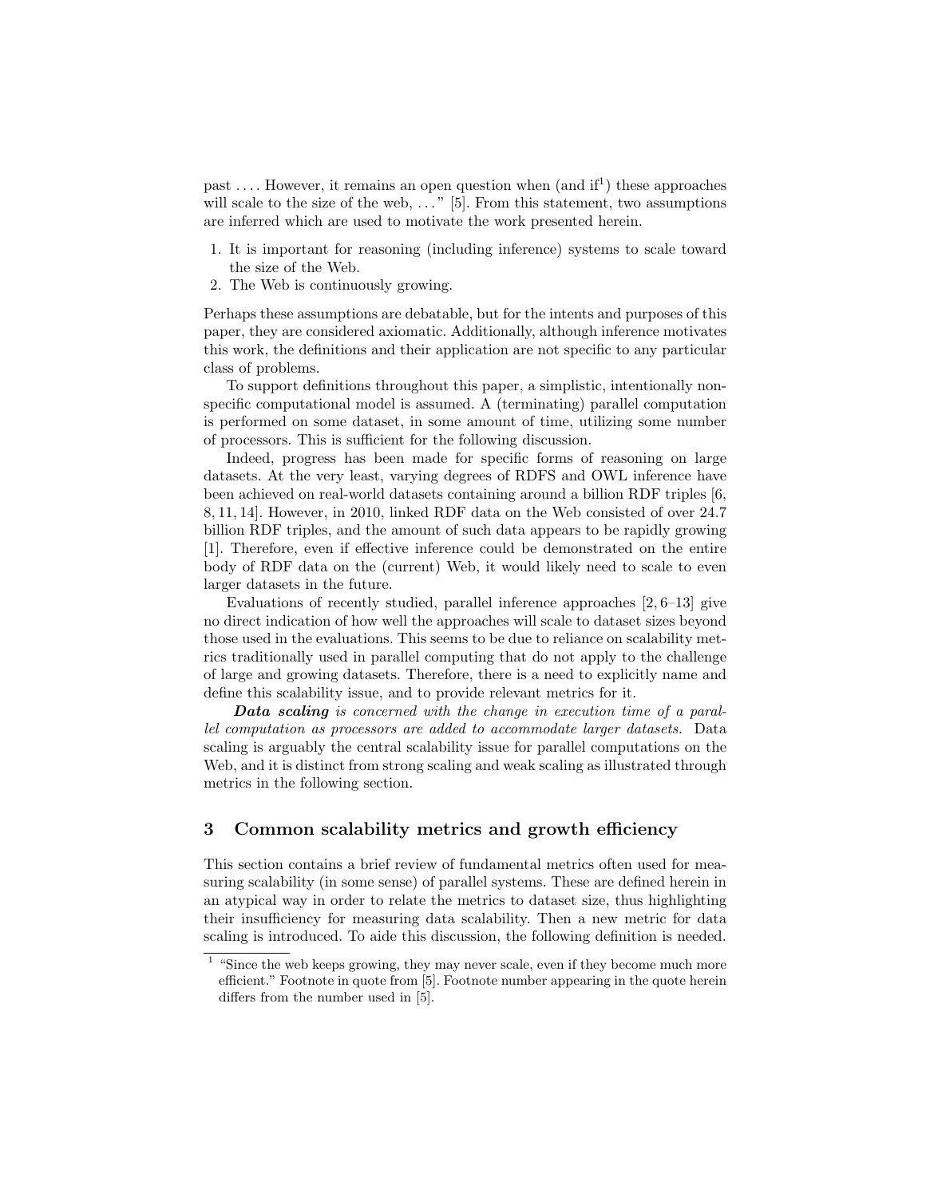past .... However, it remains an open question when (and if[1]) these approaches will scale to the size of the web, ..." [5]. From this statement, two assumptions are inferred which are used to motivate the work presented herein.

1. It is important for reasoning (including inference) systems to scale toward the size of the Web.
2. The Web is continuously growing.

Perhaps these assumptions are debatable, but for the intents and purposes of this paper, they are considered axiomatic. Additionally, although inference motivates this work, the definitions and their application are not specific to any particular class of problems.

To support definitions throughout this paper, a simplistic, intentionally non-specific computational model is assumed. A (terminating) parallel computation is performed on some dataset, in some amount of time, utilizing some number of processors. This is sufficient for the following discussion.

Indeed, progress has been made for specific forms of reasoning on large datasets. At the very least, varying degrees of RDFS and OWL inference have been achieved on real-world datasets containing around a billion RDF triples [6, 8, 11, 14]. However, in 2010, linked RDF data on the Web consisted of over 24.7 billion RDF triples, and the amount of such data appears to be rapidly growing [1]. Therefore, even if effective inference could be demonstrated on the entire body of RDF data on the (current) Web, it would likely need to scale to even larger datasets in the future.

Evaluations of recently studied, parallel inference approaches [2, 6–13] give no direct indication of how well the approaches will scale to dataset sizes beyond those used in the evaluations. This seems to be due to reliance on scalability metrics traditionally used in parallel computing that do not apply to the challenge of large and growing datasets. Therefore, there is a need to explicitly name and define this scalability issue, and to provide relevant metrics for it.

***Data scaling*** *is concerned with the change in execution time of a parallel computation as processors are added to accommodate larger datasets.* Data scaling is arguably the central scalability issue for parallel computations on the Web, and it is distinct from strong scaling and weak scaling as illustrated through metrics in the following section.

## 3 Common scalability metrics and growth efficiency

This section contains a brief review of fundamental metrics often used for measuring scalability (in some sense) of parallel systems. These are defined herein in an atypical way in order to relate the metrics to dataset size, thus highlighting their insufficiency for measuring data scalability. Then a new metric for data scaling is introduced. To aide this discussion, the following definition is needed.

[1] "Since the web keeps growing, they may never scale, even if they become much more efficient." Footnote in quote from [5]. Footnote number appearing in the quote herein differs from the number used in [5].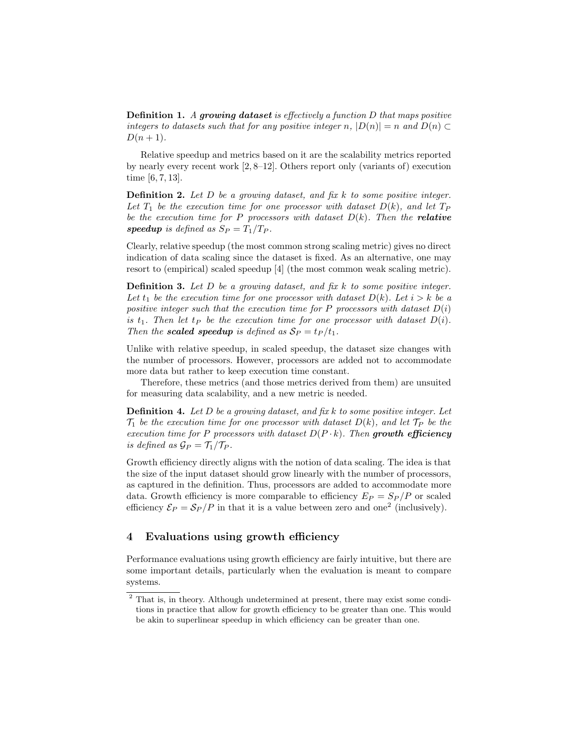**Definition 1.** *A **growing dataset** is effectively a function $D$ that maps positive integers to datasets such that for any positive integer $n$, $|D(n)| = n$ and $D(n) \subset D(n+1)$.*

Relative speedup and metrics based on it are the scalability metrics reported by nearly every recent work [2, 8–12]. Others report only (variants of) execution time [6, 7, 13].

**Definition 2.** *Let $D$ be a growing dataset, and fix $k$ to some positive integer. Let $T_1$ be the execution time for one processor with dataset $D(k)$, and let $T_P$ be the execution time for $P$ processors with dataset $D(k)$. Then the **relative speedup** is defined as $S_P = T_1/T_P$.*

Clearly, relative speedup (the most common strong scaling metric) gives no direct indication of data scaling since the dataset is fixed. As an alternative, one may resort to (empirical) scaled speedup [4] (the most common weak scaling metric).

**Definition 3.** *Let $D$ be a growing dataset, and fix $k$ to some positive integer. Let $t_1$ be the execution time for one processor with dataset $D(k)$. Let $i > k$ be a positive integer such that the execution time for $P$ processors with dataset $D(i)$ is $t_1$. Then let $t_P$ be the execution time for one processor with dataset $D(i)$. Then the **scaled speedup** is defined as $\mathcal{S}_P = t_P/t_1$.*

Unlike with relative speedup, in scaled speedup, the dataset size changes with the number of processors. However, processors are added not to accommodate more data but rather to keep execution time constant.

Therefore, these metrics (and those metrics derived from them) are unsuited for measuring data scalability, and a new metric is needed.

**Definition 4.** *Let $D$ be a growing dataset, and fix $k$ to some positive integer. Let $\mathcal{T}_1$ be the execution time for one processor with dataset $D(k)$, and let $\mathcal{T}_P$ be the execution time for $P$ processors with dataset $D(P \cdot k)$. Then **growth efficiency** is defined as $\mathcal{G}_P = \mathcal{T}_1/\mathcal{T}_P$.*

Growth efficiency directly aligns with the notion of data scaling. The idea is that the size of the input dataset should grow linearly with the number of processors, as captured in the definition. Thus, processors are added to accommodate more data. Growth efficiency is more comparable to efficiency $E_P = S_P/P$ or scaled efficiency $\mathcal{E}_P = \mathcal{S}_P/P$ in that it is a value between zero and one[2] (inclusively).

## 4 Evaluations using growth efficiency

Performance evaluations using growth efficiency are fairly intuitive, but there are some important details, particularly when the evaluation is meant to compare systems.

[2] That is, in theory. Although undetermined at present, there may exist some conditions in practice that allow for growth efficiency to be greater than one. This would be akin to superlinear speedup in which efficiency can be greater than one.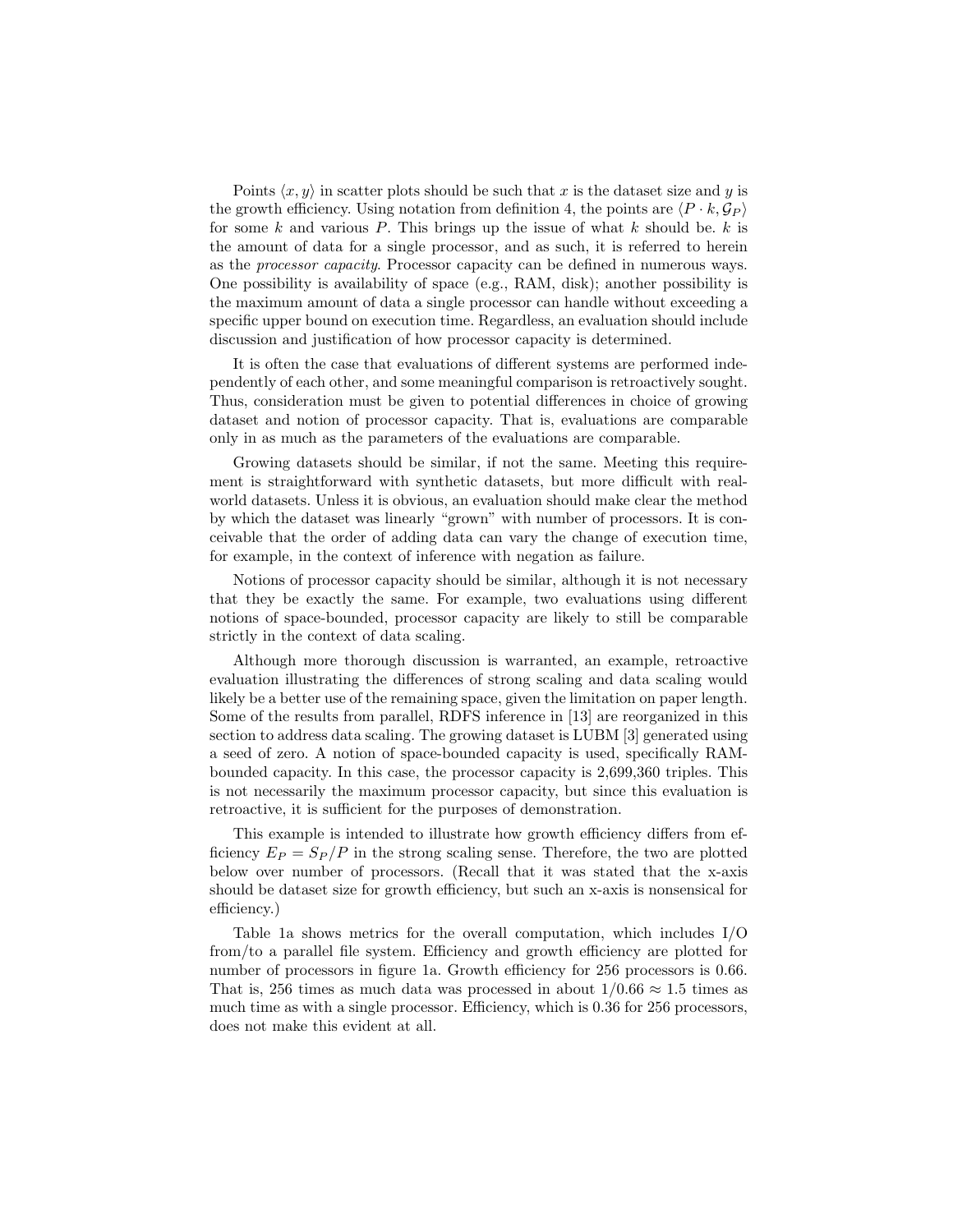Points $\langle x, y \rangle$ in scatter plots should be such that $x$ is the dataset size and $y$ is the growth efficiency. Using notation from definition 4, the points are $\langle P \cdot k, \mathcal{G}_P \rangle$ for some $k$ and various $P$. This brings up the issue of what $k$ should be. $k$ is the amount of data for a single processor, and as such, it is referred to herein as the *processor capacity*. Processor capacity can be defined in numerous ways. One possibility is availability of space (e.g., RAM, disk); another possibility is the maximum amount of data a single processor can handle without exceeding a specific upper bound on execution time. Regardless, an evaluation should include discussion and justification of how processor capacity is determined.

It is often the case that evaluations of different systems are performed independently of each other, and some meaningful comparison is retroactively sought. Thus, consideration must be given to potential differences in choice of growing dataset and notion of processor capacity. That is, evaluations are comparable only in as much as the parameters of the evaluations are comparable.

Growing datasets should be similar, if not the same. Meeting this requirement is straightforward with synthetic datasets, but more difficult with real-world datasets. Unless it is obvious, an evaluation should make clear the method by which the dataset was linearly "grown" with number of processors. It is conceivable that the order of adding data can vary the change of execution time, for example, in the context of inference with negation as failure.

Notions of processor capacity should be similar, although it is not necessary that they be exactly the same. For example, two evaluations using different notions of space-bounded, processor capacity are likely to still be comparable strictly in the context of data scaling.

Although more thorough discussion is warranted, an example, retroactive evaluation illustrating the differences of strong scaling and data scaling would likely be a better use of the remaining space, given the limitation on paper length. Some of the results from parallel, RDFS inference in [13] are reorganized in this section to address data scaling. The growing dataset is LUBM [3] generated using a seed of zero. A notion of space-bounded capacity is used, specifically RAM-bounded capacity. In this case, the processor capacity is 2,699,360 triples. This is not necessarily the maximum processor capacity, but since this evaluation is retroactive, it is sufficient for the purposes of demonstration.

This example is intended to illustrate how growth efficiency differs from efficiency $E_P = S_P/P$ in the strong scaling sense. Therefore, the two are plotted below over number of processors. (Recall that it was stated that the x-axis should be dataset size for growth efficiency, but such an x-axis is nonsensical for efficiency.)

Table 1a shows metrics for the overall computation, which includes I/O from/to a parallel file system. Efficiency and growth efficiency are plotted for number of processors in figure 1a. Growth efficiency for 256 processors is 0.66. That is, 256 times as much data was processed in about $1/0.66 \approx 1.5$ times as much time as with a single processor. Efficiency, which is 0.36 for 256 processors, does not make this evident at all.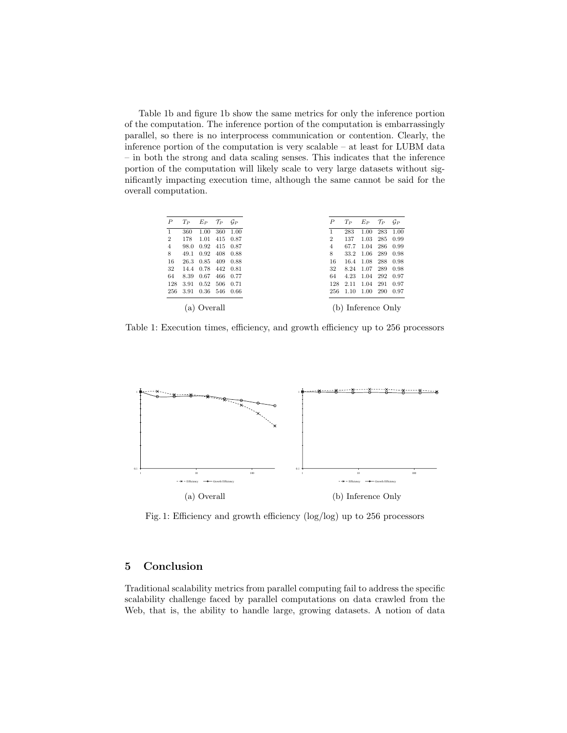Table 1b and figure 1b show the same metrics for only the inference portion of the computation. The inference portion of the computation is embarrassingly parallel, so there is no interprocess communication or contention. Clearly, the inference portion of the computation is very scalable – at least for LUBM data – in both the strong and data scaling senses. This indicates that the inference portion of the computation will likely scale to very large datasets without significantly impacting execution time, although the same cannot be said for the overall computation.

| $P$ | $T_P$ | $E_P$ | $\mathcal{T}_P$ | $\mathcal{G}_P$ |
|---|---|---|---|---|
| 1 | 360 | 1.00 | 360 | 1.00 |
| 2 | 178 | 1.01 | 415 | 0.87 |
| 4 | 98.0 | 0.92 | 415 | 0.87 |
| 8 | 49.1 | 0.92 | 408 | 0.88 |
| 16 | 26.3 | 0.85 | 409 | 0.88 |
| 32 | 14.4 | 0.78 | 442 | 0.81 |
| 64 | 8.39 | 0.67 | 466 | 0.77 |
| 128 | 3.91 | 0.52 | 506 | 0.71 |
| 256 | 3.91 | 0.36 | 546 | 0.66 |

(a) Overall

| $P$ | $T_P$ | $E_P$ | $\mathcal{T}_P$ | $\mathcal{G}_P$ |
|---|---|---|---|---|
| 1 | 283 | 1.00 | 283 | 1.00 |
| 2 | 137 | 1.03 | 285 | 0.99 |
| 4 | 67.7 | 1.04 | 286 | 0.99 |
| 8 | 33.2 | 1.06 | 289 | 0.98 |
| 16 | 16.4 | 1.08 | 288 | 0.98 |
| 32 | 8.24 | 1.07 | 289 | 0.98 |
| 64 | 4.23 | 1.04 | 292 | 0.97 |
| 128 | 2.11 | 1.04 | 291 | 0.97 |
| 256 | 1.10 | 1.00 | 290 | 0.97 |

(b) Inference Only

Table 1: Execution times, efficiency, and growth efficiency up to 256 processors

(a) Overall

(b) Inference Only

Fig. 1: Efficiency and growth efficiency (log/log) up to 256 processors

## 5 Conclusion

Traditional scalability metrics from parallel computing fail to address the specific scalability challenge faced by parallel computations on data crawled from the Web, that is, the ability to handle large, growing datasets. A notion of data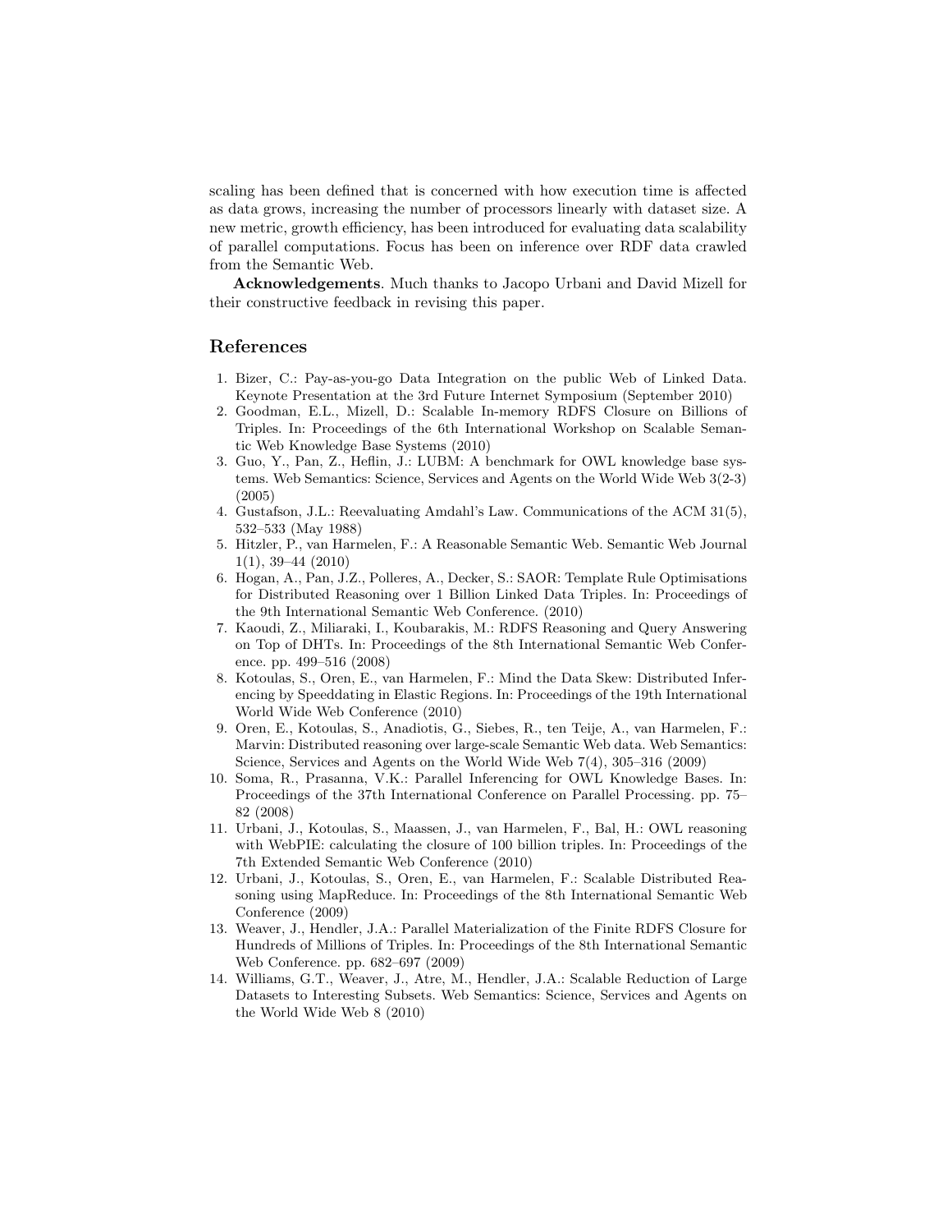scaling has been defined that is concerned with how execution time is affected as data grows, increasing the number of processors linearly with dataset size. A new metric, growth efficiency, has been introduced for evaluating data scalability of parallel computations. Focus has been on inference over RDF data crawled from the Semantic Web.

**Acknowledgements**. Much thanks to Jacopo Urbani and David Mizell for their constructive feedback in revising this paper.

## References

1. Bizer, C.: Pay-as-you-go Data Integration on the public Web of Linked Data. Keynote Presentation at the 3rd Future Internet Symposium (September 2010)
2. Goodman, E.L., Mizell, D.: Scalable In-memory RDFS Closure on Billions of Triples. In: Proceedings of the 6th International Workshop on Scalable Semantic Web Knowledge Base Systems (2010)
3. Guo, Y., Pan, Z., Heflin, J.: LUBM: A benchmark for OWL knowledge base systems. Web Semantics: Science, Services and Agents on the World Wide Web 3(2-3) (2005)
4. Gustafson, J.L.: Reevaluating Amdahl's Law. Communications of the ACM 31(5), 532–533 (May 1988)
5. Hitzler, P., van Harmelen, F.: A Reasonable Semantic Web. Semantic Web Journal 1(1), 39–44 (2010)
6. Hogan, A., Pan, J.Z., Polleres, A., Decker, S.: SAOR: Template Rule Optimisations for Distributed Reasoning over 1 Billion Linked Data Triples. In: Proceedings of the 9th International Semantic Web Conference. (2010)
7. Kaoudi, Z., Miliaraki, I., Koubarakis, M.: RDFS Reasoning and Query Answering on Top of DHTs. In: Proceedings of the 8th International Semantic Web Conference. pp. 499–516 (2008)
8. Kotoulas, S., Oren, E., van Harmelen, F.: Mind the Data Skew: Distributed Inferencing by Speeddating in Elastic Regions. In: Proceedings of the 19th International World Wide Web Conference (2010)
9. Oren, E., Kotoulas, S., Anadiotis, G., Siebes, R., ten Teije, A., van Harmelen, F.: Marvin: Distributed reasoning over large-scale Semantic Web data. Web Semantics: Science, Services and Agents on the World Wide Web 7(4), 305–316 (2009)
10. Soma, R., Prasanna, V.K.: Parallel Inferencing for OWL Knowledge Bases. In: Proceedings of the 37th International Conference on Parallel Processing. pp. 75–82 (2008)
11. Urbani, J., Kotoulas, S., Maassen, J., van Harmelen, F., Bal, H.: OWL reasoning with WebPIE: calculating the closure of 100 billion triples. In: Proceedings of the 7th Extended Semantic Web Conference (2010)
12. Urbani, J., Kotoulas, S., Oren, E., van Harmelen, F.: Scalable Distributed Reasoning using MapReduce. In: Proceedings of the 8th International Semantic Web Conference (2009)
13. Weaver, J., Hendler, J.A.: Parallel Materialization of the Finite RDFS Closure for Hundreds of Millions of Triples. In: Proceedings of the 8th International Semantic Web Conference. pp. 682–697 (2009)
14. Williams, G.T., Weaver, J., Atre, M., Hendler, J.A.: Scalable Reduction of Large Datasets to Interesting Subsets. Web Semantics: Science, Services and Agents on the World Wide Web 8 (2010)